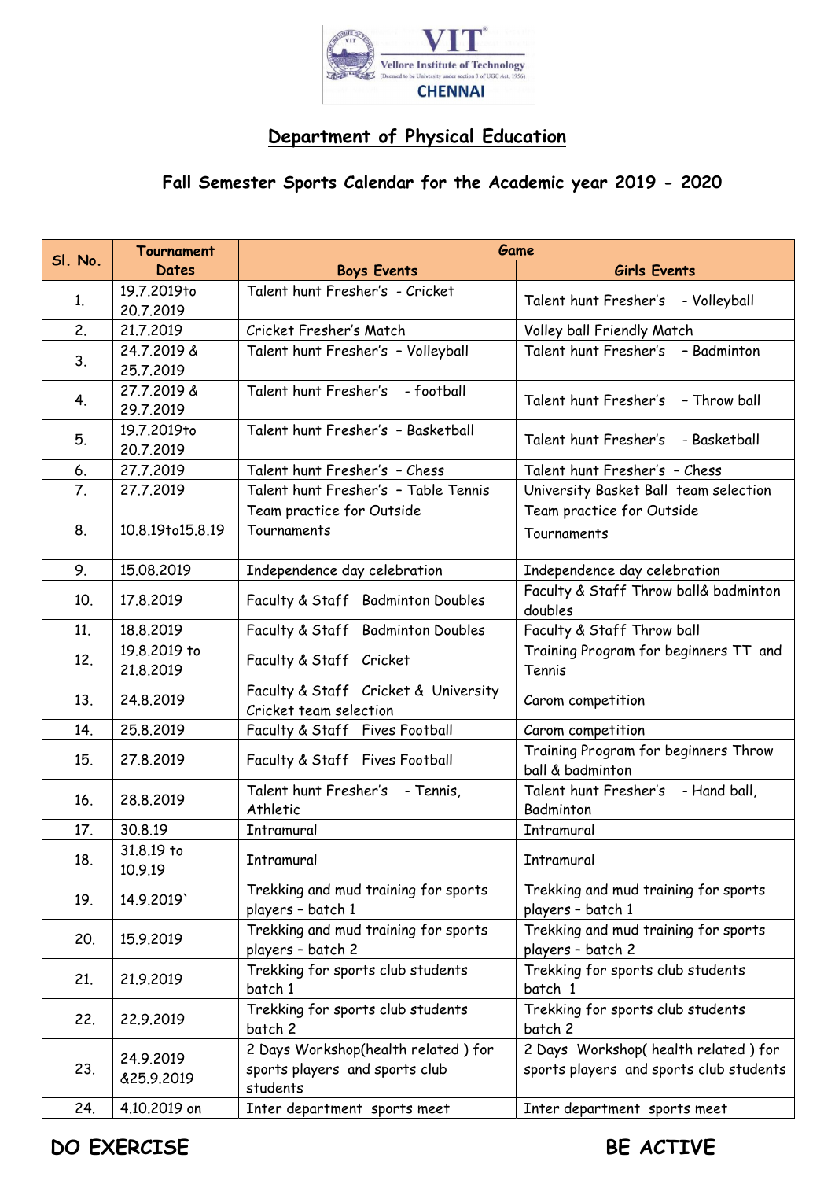VIT® Vellore Institute of Technology (Deemed to be University under section 3 of UGC Act, 1956) CHENNAI

# Department of Physical Education

## Fall Semester Sports Calendar for the Academic year 2019 - 2020

| Sl. No. | Tournament Dates | Game | |
|---|---|---|---|
| | | **Boys Events** | **Girls Events** |
| 1. | 19.7.2019to 20.7.2019 | Talent hunt Fresher's - Cricket | Talent hunt Fresher's - Volleyball |
| 2. | 21.7.2019 | Cricket Fresher's Match | Volley ball Friendly Match |
| 3. | 24.7.2019 & 25.7.2019 | Talent hunt Fresher's - Volleyball | Talent hunt Fresher's - Badminton |
| 4. | 27.7.2019 & 29.7.2019 | Talent hunt Fresher's - football | Talent hunt Fresher's - Throw ball |
| 5. | 19.7.2019to 20.7.2019 | Talent hunt Fresher's - Basketball | Talent hunt Fresher's - Basketball |
| 6. | 27.7.2019 | Talent hunt Fresher's - Chess | Talent hunt Fresher's - Chess |
| 7. | 27.7.2019 | Talent hunt Fresher's - Table Tennis | University Basket Ball team selection |
| 8. | 10.8.19to15.8.19 | Team practice for Outside Tournaments | Team practice for Outside Tournaments |
| 9. | 15.08.2019 | Independence day celebration | Independence day celebration |
| 10. | 17.8.2019 | Faculty & Staff Badminton Doubles | Faculty & Staff Throw ball& badminton doubles |
| 11. | 18.8.2019 | Faculty & Staff Badminton Doubles | Faculty & Staff Throw ball |
| 12. | 19.8.2019 to 21.8.2019 | Faculty & Staff Cricket | Training Program for beginners TT and Tennis |
| 13. | 24.8.2019 | Faculty & Staff Cricket & University Cricket team selection | Carom competition |
| 14. | 25.8.2019 | Faculty & Staff Fives Football | Carom competition |
| 15. | 27.8.2019 | Faculty & Staff Fives Football | Training Program for beginners Throw ball & badminton |
| 16. | 28.8.2019 | Talent hunt Fresher's - Tennis, Athletic | Talent hunt Fresher's - Hand ball, Badminton |
| 17. | 30.8.19 | Intramural | Intramural |
| 18. | 31.8.19 to 10.9.19 | Intramural | Intramural |
| 19. | 14.9.2019` | Trekking and mud training for sports players - batch 1 | Trekking and mud training for sports players - batch 1 |
| 20. | 15.9.2019 | Trekking and mud training for sports players - batch 2 | Trekking and mud training for sports players - batch 2 |
| 21. | 21.9.2019 | Trekking for sports club students batch 1 | Trekking for sports club students batch 1 |
| 22. | 22.9.2019 | Trekking for sports club students batch 2 | Trekking for sports club students batch 2 |
| 23. | 24.9.2019 &25.9.2019 | 2 Days Workshop(health related ) for sports players and sports club students | 2 Days Workshop( health related ) for sports players and sports club students |
| 24. | 4.10.2019 on | Inter department sports meet | Inter department sports meet |

**DO EXERCISE** **BE ACTIVE**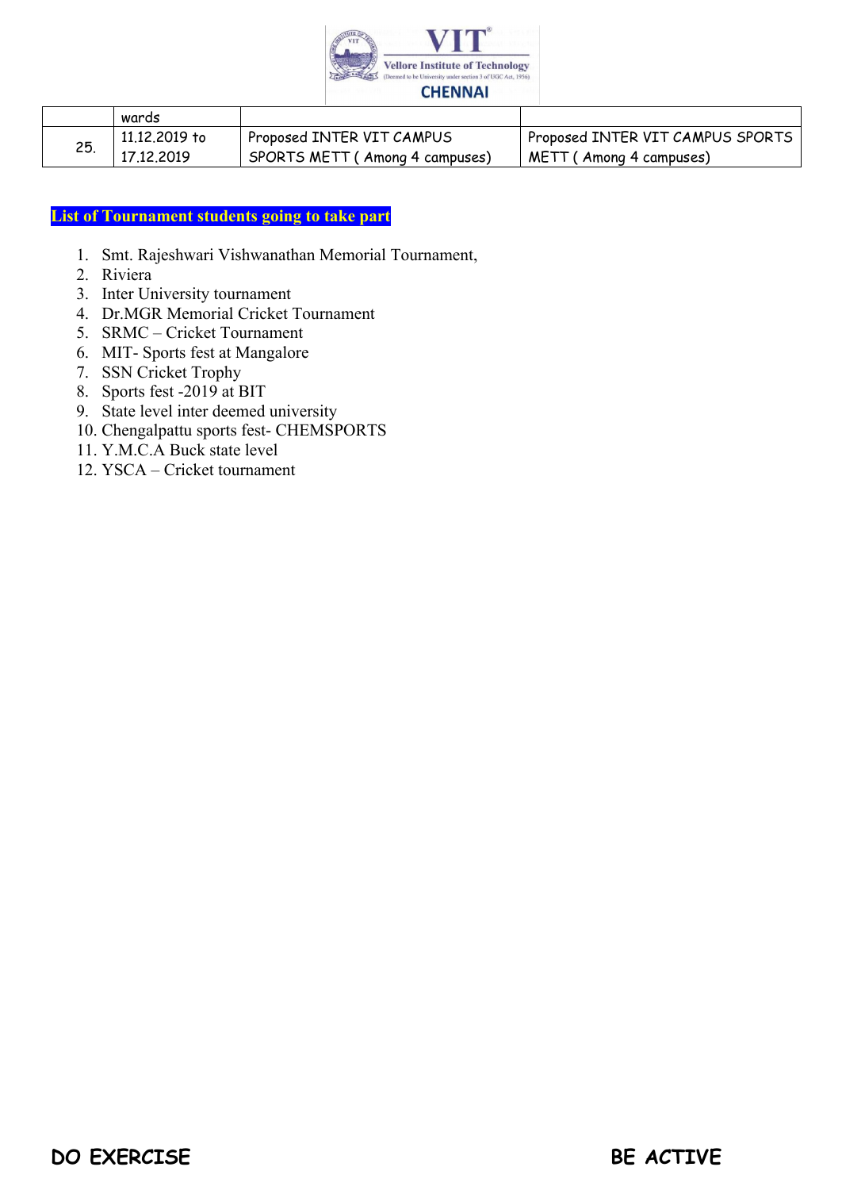| | | | |
|---|---|---|---|
| | wards | | |
| 25. | 11.12.2019 to 17.12.2019 | Proposed INTER VIT CAMPUS SPORTS METT ( Among 4 campuses) | Proposed INTER VIT CAMPUS SPORTS METT ( Among 4 campuses) |

**List of Tournament students going to take part**

1. Smt. Rajeshwari Vishwanathan Memorial Tournament,
2. Riviera
3. Inter University tournament
4. Dr.MGR Memorial Cricket Tournament
5. SRMC – Cricket Tournament
6. MIT- Sports fest at Mangalore
7. SSN Cricket Trophy
8. Sports fest -2019 at BIT
9. State level inter deemed university
10. Chengalpattu sports fest- CHEMSPORTS
11. Y.M.C.A Buck state level
12. YSCA – Cricket tournament